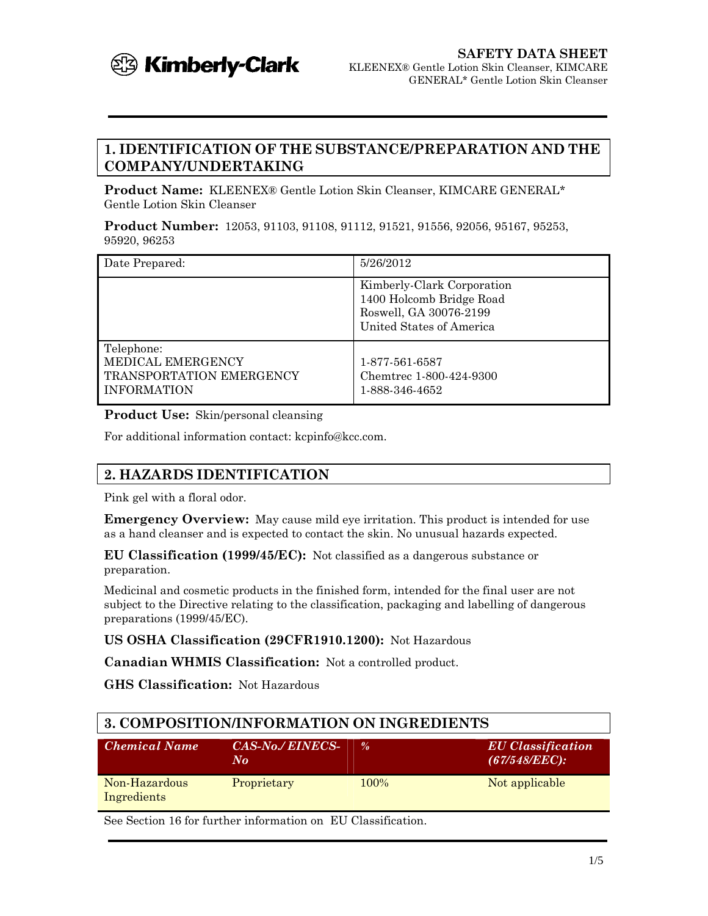**SAFETY DATA SHEET**
KLEENEX® Gentle Lotion Skin Cleanser, KIMCARE GENERAL* Gentle Lotion Skin Cleanser

## 1. IDENTIFICATION OF THE SUBSTANCE/PREPARATION AND THE COMPANY/UNDERTAKING

**Product Name:** KLEENEX® Gentle Lotion Skin Cleanser, KIMCARE GENERAL* Gentle Lotion Skin Cleanser

**Product Number:** 12053, 91103, 91108, 91112, 91521, 91556, 92056, 95167, 95253, 95920, 96253

| Date Prepared: | 5/26/2012 |
|---|---|
| | Kimberly-Clark Corporation<br>1400 Holcomb Bridge Road<br>Roswell, GA 30076-2199<br>United States of America |
| Telephone:<br>MEDICAL EMERGENCY<br>TRANSPORTATION EMERGENCY<br>INFORMATION | <br>1-877-561-6587<br>Chemtrec 1-800-424-9300<br>1-888-346-4652 |

**Product Use:** Skin/personal cleansing

For additional information contact: kcpinfo@kcc.com.

## 2. HAZARDS IDENTIFICATION

Pink gel with a floral odor.

**Emergency Overview:** May cause mild eye irritation. This product is intended for use as a hand cleanser and is expected to contact the skin. No unusual hazards expected.

**EU Classification (1999/45/EC):** Not classified as a dangerous substance or preparation.

Medicinal and cosmetic products in the finished form, intended for the final user are not subject to the Directive relating to the classification, packaging and labelling of dangerous preparations (1999/45/EC).

**US OSHA Classification (29CFR1910.1200):** Not Hazardous

**Canadian WHMIS Classification:** Not a controlled product.

**GHS Classification:** Not Hazardous

## 3. COMPOSITION/INFORMATION ON INGREDIENTS

| *Chemical Name* | *CAS-No./ EINECS-No* | *%* | *EU Classification (67/548/EEC):* |
|---|---|---|---|
| Non-Hazardous Ingredients | Proprietary | 100% | Not applicable |

See Section 16 for further information on EU Classification.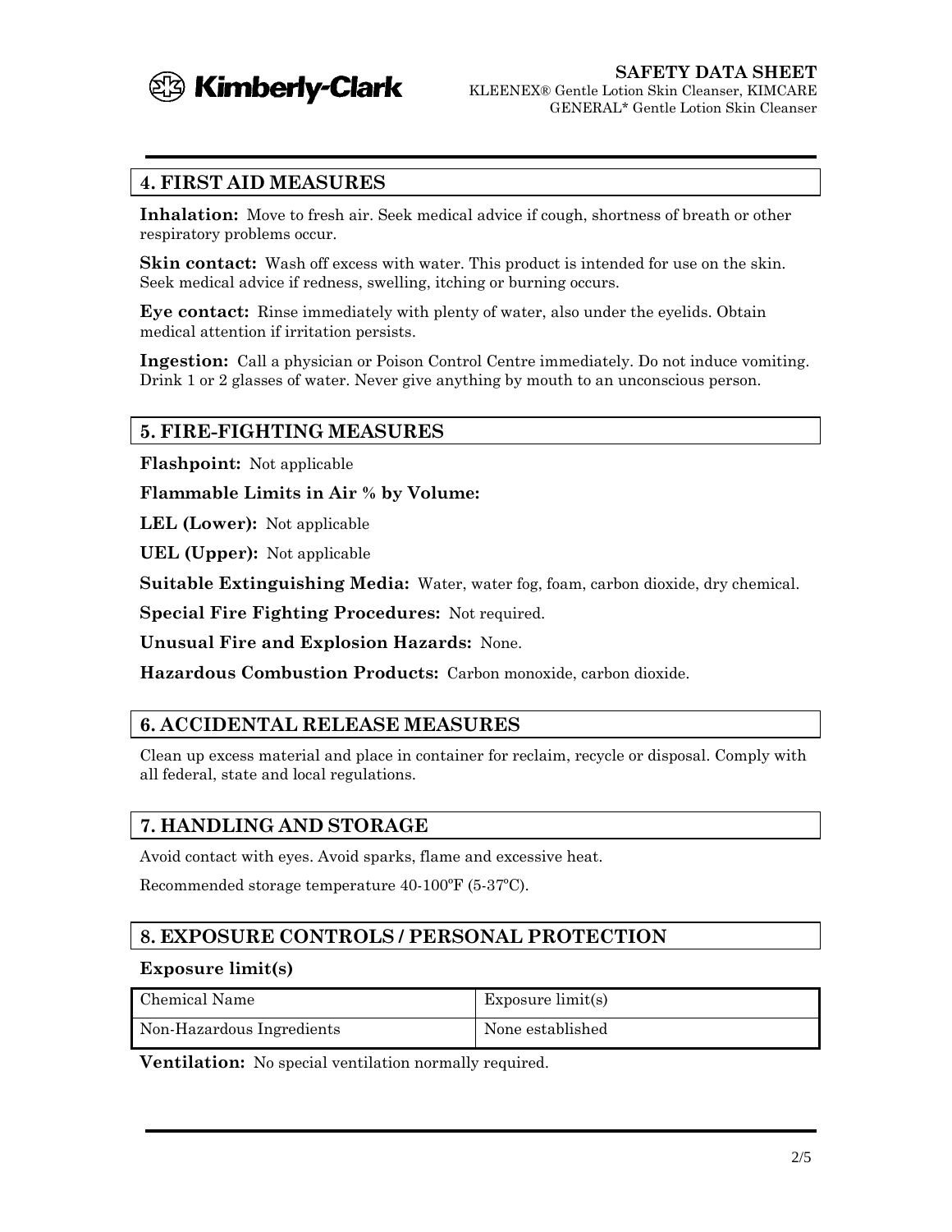## 4. FIRST AID MEASURES

**Inhalation:** Move to fresh air. Seek medical advice if cough, shortness of breath or other respiratory problems occur.

**Skin contact:** Wash off excess with water. This product is intended for use on the skin. Seek medical advice if redness, swelling, itching or burning occurs.

**Eye contact:** Rinse immediately with plenty of water, also under the eyelids. Obtain medical attention if irritation persists.

**Ingestion:** Call a physician or Poison Control Centre immediately. Do not induce vomiting. Drink 1 or 2 glasses of water. Never give anything by mouth to an unconscious person.

## 5. FIRE-FIGHTING MEASURES

**Flashpoint:** Not applicable

**Flammable Limits in Air % by Volume:**

**LEL (Lower):** Not applicable

**UEL (Upper):** Not applicable

**Suitable Extinguishing Media:** Water, water fog, foam, carbon dioxide, dry chemical.

**Special Fire Fighting Procedures:** Not required.

**Unusual Fire and Explosion Hazards:** None.

**Hazardous Combustion Products:** Carbon monoxide, carbon dioxide.

## 6. ACCIDENTAL RELEASE MEASURES

Clean up excess material and place in container for reclaim, recycle or disposal. Comply with all federal, state and local regulations.

## 7. HANDLING AND STORAGE

Avoid contact with eyes. Avoid sparks, flame and excessive heat.

Recommended storage temperature 40-100ºF (5-37ºC).

## 8. EXPOSURE CONTROLS / PERSONAL PROTECTION

**Exposure limit(s)**

| Chemical Name | Exposure limit(s) |
|---|---|
| Non-Hazardous Ingredients | None established |

**Ventilation:** No special ventilation normally required.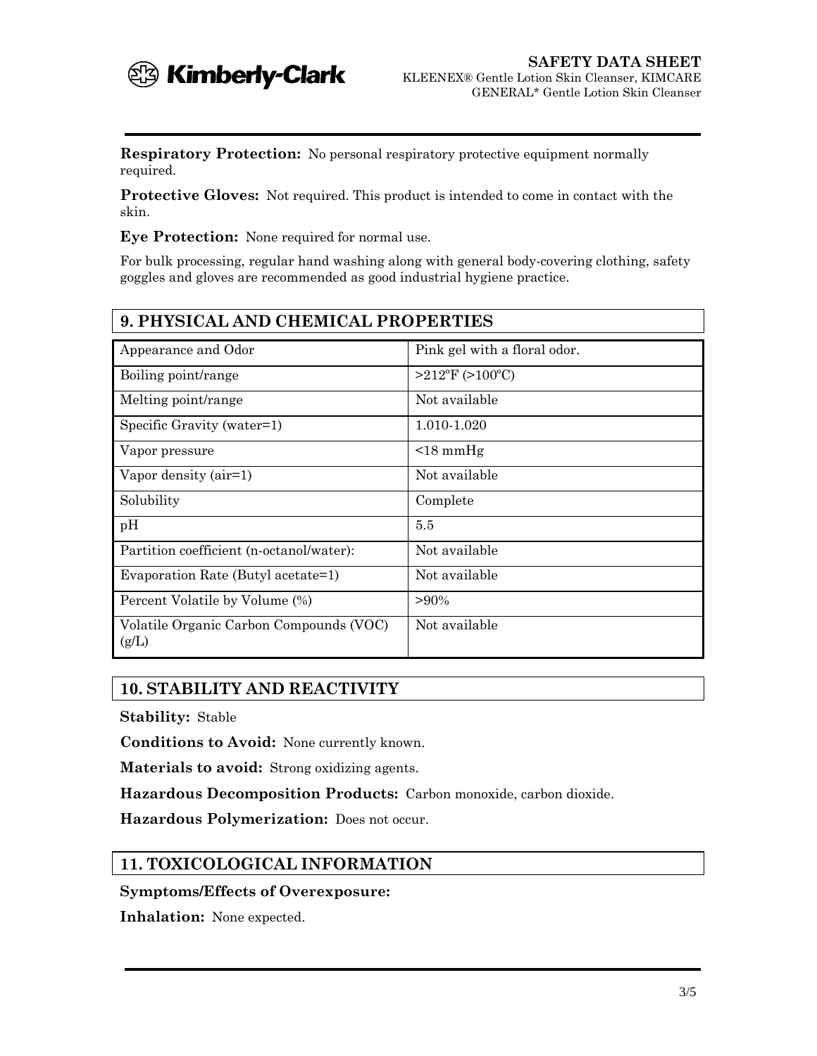**Respiratory Protection:** No personal respiratory protective equipment normally required.

**Protective Gloves:** Not required. This product is intended to come in contact with the skin.

**Eye Protection:** None required for normal use.

For bulk processing, regular hand washing along with general body-covering clothing, safety goggles and gloves are recommended as good industrial hygiene practice.

## 9. PHYSICAL AND CHEMICAL PROPERTIES

| Property | Value |
|---|---|
| Appearance and Odor | Pink gel with a floral odor. |
| Boiling point/range | >212ºF (>100ºC) |
| Melting point/range | Not available |
| Specific Gravity (water=1) | 1.010-1.020 |
| Vapor pressure | <18 mmHg |
| Vapor density (air=1) | Not available |
| Solubility | Complete |
| pH | 5.5 |
| Partition coefficient (n-octanol/water): | Not available |
| Evaporation Rate (Butyl acetate=1) | Not available |
| Percent Volatile by Volume (%) | >90% |
| Volatile Organic Carbon Compounds (VOC) (g/L) | Not available |

## 10. STABILITY AND REACTIVITY

**Stability:** Stable

**Conditions to Avoid:** None currently known.

**Materials to avoid:** Strong oxidizing agents.

**Hazardous Decomposition Products:** Carbon monoxide, carbon dioxide.

**Hazardous Polymerization:** Does not occur.

## 11. TOXICOLOGICAL INFORMATION

**Symptoms/Effects of Overexposure:**

**Inhalation:** None expected.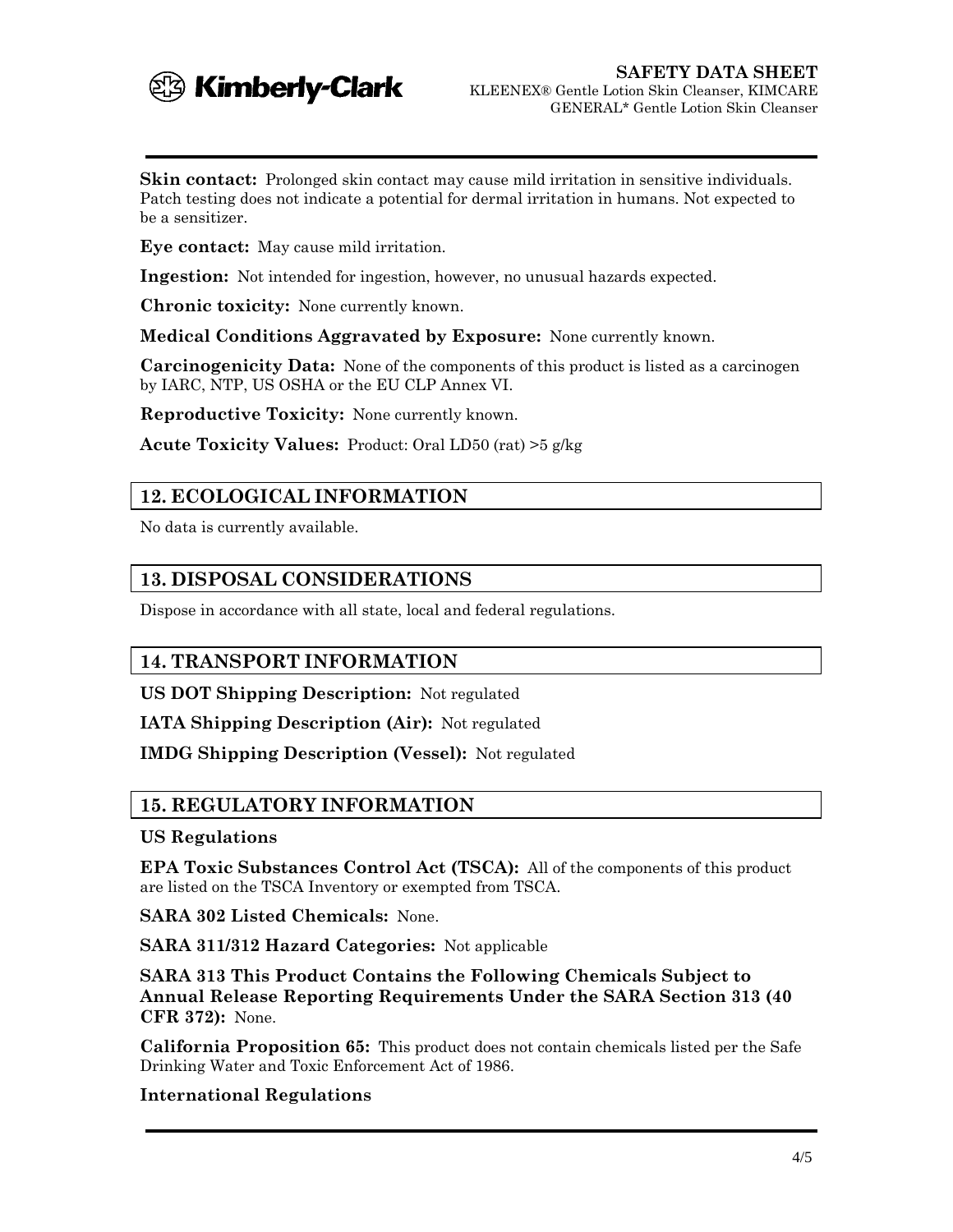**Skin contact:** Prolonged skin contact may cause mild irritation in sensitive individuals. Patch testing does not indicate a potential for dermal irritation in humans. Not expected to be a sensitizer.

**Eye contact:** May cause mild irritation.

**Ingestion:** Not intended for ingestion, however, no unusual hazards expected.

**Chronic toxicity:** None currently known.

**Medical Conditions Aggravated by Exposure:** None currently known.

**Carcinogenicity Data:** None of the components of this product is listed as a carcinogen by IARC, NTP, US OSHA or the EU CLP Annex VI.

**Reproductive Toxicity:** None currently known.

**Acute Toxicity Values:** Product: Oral LD50 (rat) >5 g/kg

## 12. ECOLOGICAL INFORMATION

No data is currently available.

## 13. DISPOSAL CONSIDERATIONS

Dispose in accordance with all state, local and federal regulations.

## 14. TRANSPORT INFORMATION

**US DOT Shipping Description:** Not regulated

**IATA Shipping Description (Air):** Not regulated

**IMDG Shipping Description (Vessel):** Not regulated

## 15. REGULATORY INFORMATION

### US Regulations

**EPA Toxic Substances Control Act (TSCA):** All of the components of this product are listed on the TSCA Inventory or exempted from TSCA.

**SARA 302 Listed Chemicals:** None.

**SARA 311/312 Hazard Categories:** Not applicable

**SARA 313 This Product Contains the Following Chemicals Subject to Annual Release Reporting Requirements Under the SARA Section 313 (40 CFR 372):** None.

**California Proposition 65:** This product does not contain chemicals listed per the Safe Drinking Water and Toxic Enforcement Act of 1986.

### International Regulations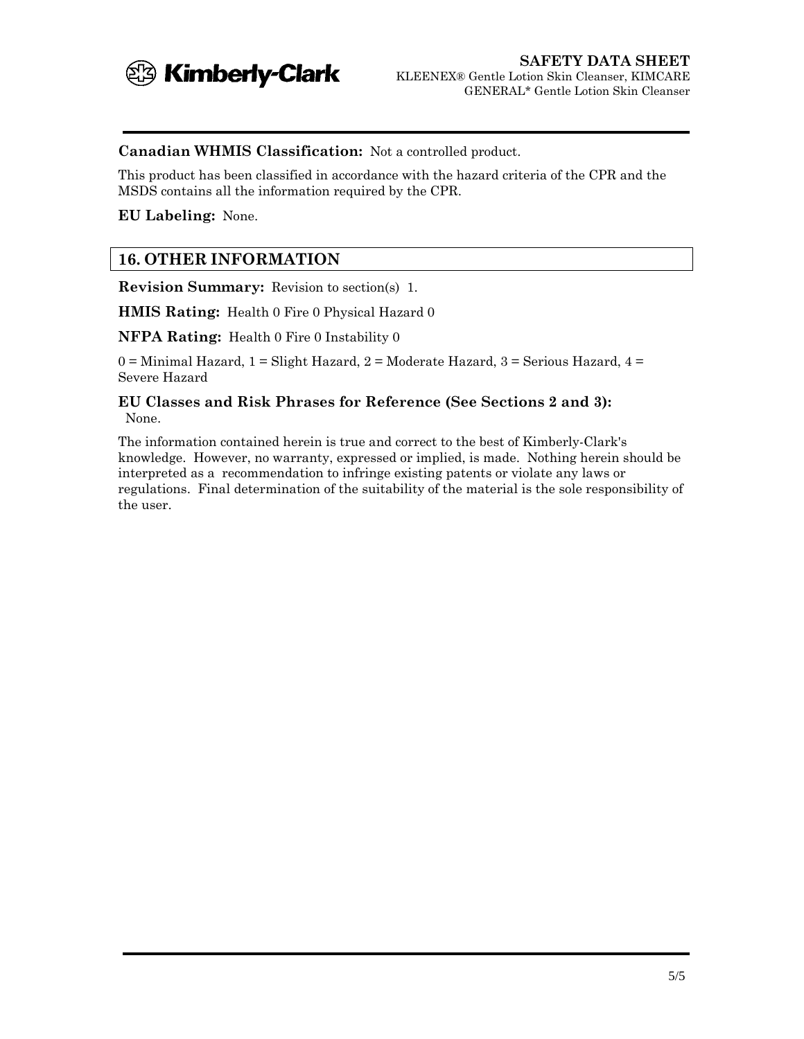**Canadian WHMIS Classification:** Not a controlled product.

This product has been classified in accordance with the hazard criteria of the CPR and the MSDS contains all the information required by the CPR.

**EU Labeling:** None.

## 16. OTHER INFORMATION

**Revision Summary:** Revision to section(s) 1.

**HMIS Rating:** Health 0 Fire 0 Physical Hazard 0

**NFPA Rating:** Health 0 Fire 0 Instability 0

0 = Minimal Hazard, 1 = Slight Hazard, 2 = Moderate Hazard, 3 = Serious Hazard, 4 = Severe Hazard

**EU Classes and Risk Phrases for Reference (See Sections 2 and 3):**
None.

The information contained herein is true and correct to the best of Kimberly-Clark's knowledge. However, no warranty, expressed or implied, is made. Nothing herein should be interpreted as a recommendation to infringe existing patents or violate any laws or regulations. Final determination of the suitability of the material is the sole responsibility of the user.